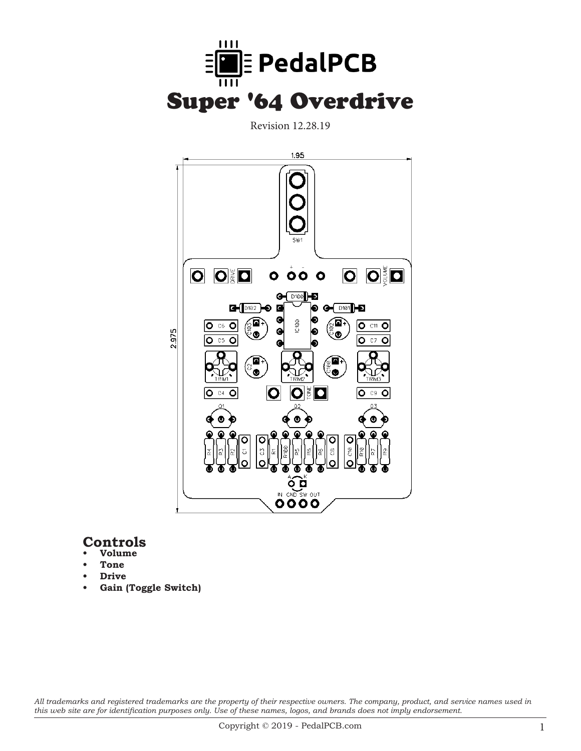# PedalPCB

# Super '64 Overdrive

Revision 12.28.19

## Controls

- **Volume**
- **Tone**
- **Drive**
- **Gain (Toggle Switch)**

*All trademarks and registered trademarks are the property of their respective owners. The company, product, and service names used in this web site are for identification purposes only. Use of these names, logos, and brands does not imply endorsement.*

Copyright © 2019 - PedalPCB.com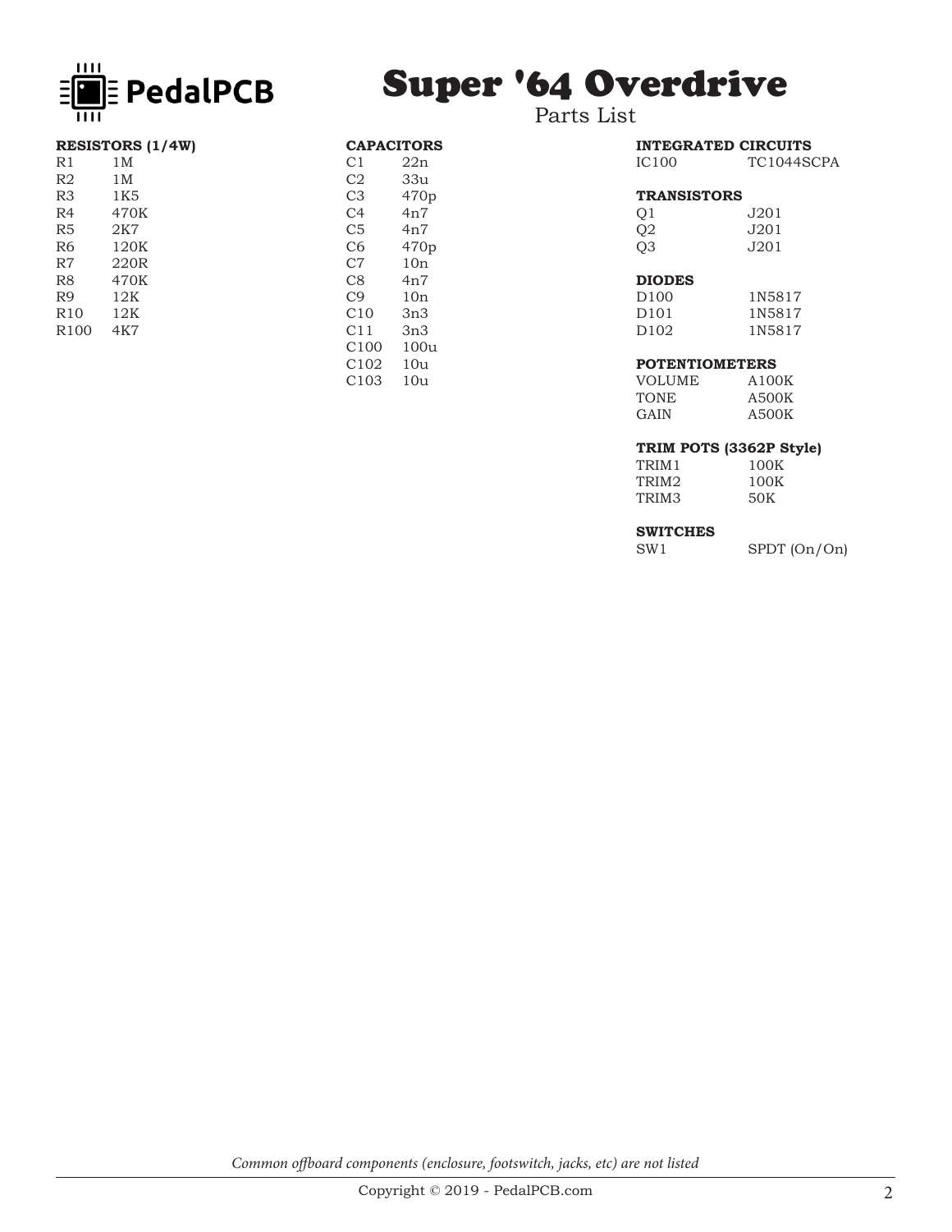# Super '64 Overdrive

Parts List

**RESISTORS (1/4W)**

| | |
|---|---|
| R1 | 1M |
| R2 | 1M |
| R3 | 1K5 |
| R4 | 470K |
| R5 | 2K7 |
| R6 | 120K |
| R7 | 220R |
| R8 | 470K |
| R9 | 12K |
| R10 | 12K |
| R100 | 4K7 |

**CAPACITORS**

| | |
|---|---|
| C1 | 22n |
| C2 | 33u |
| C3 | 470p |
| C4 | 4n7 |
| C5 | 4n7 |
| C6 | 470p |
| C7 | 10n |
| C8 | 4n7 |
| C9 | 10n |
| C10 | 3n3 |
| C11 | 3n3 |
| C100 | 100u |
| C102 | 10u |
| C103 | 10u |

**INTEGRATED CIRCUITS**

| | |
|---|---|
| IC100 | TC1044SCPA |

**TRANSISTORS**

| | |
|---|---|
| Q1 | J201 |
| Q2 | J201 |
| Q3 | J201 |

**DIODES**

| | |
|---|---|
| D100 | 1N5817 |
| D101 | 1N5817 |
| D102 | 1N5817 |

**POTENTIOMETERS**

| | |
|---|---|
| VOLUME | A100K |
| TONE | A500K |
| GAIN | A500K |

**TRIM POTS (3362P Style)**

| | |
|---|---|
| TRIM1 | 100K |
| TRIM2 | 100K |
| TRIM3 | 50K |

**SWITCHES**

| | |
|---|---|
| SW1 | SPDT (On/On) |

*Common offboard components (enclosure, footswitch, jacks, etc) are not listed*

Copyright © 2019 - PedalPCB.com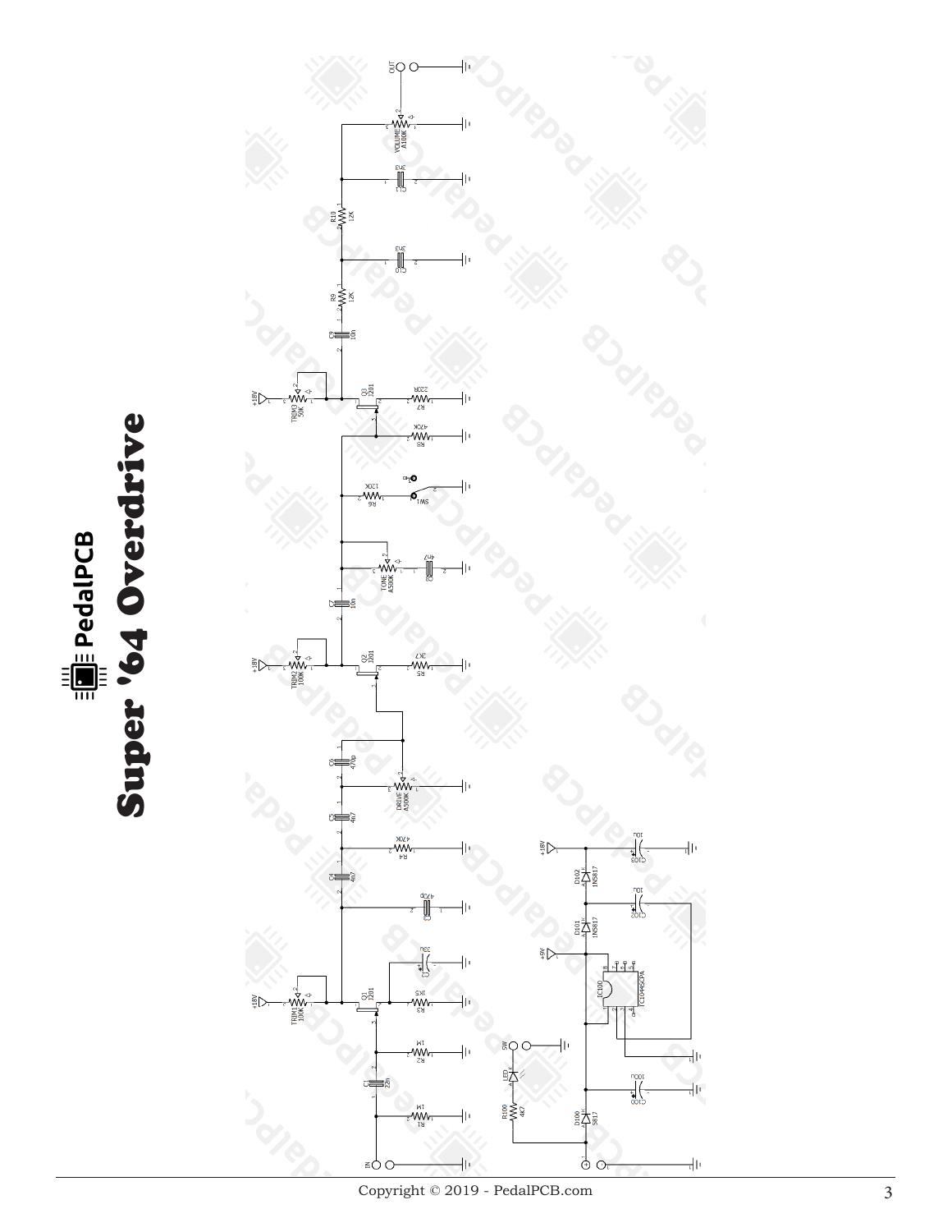# Super '64 Overdrive

PedalPCB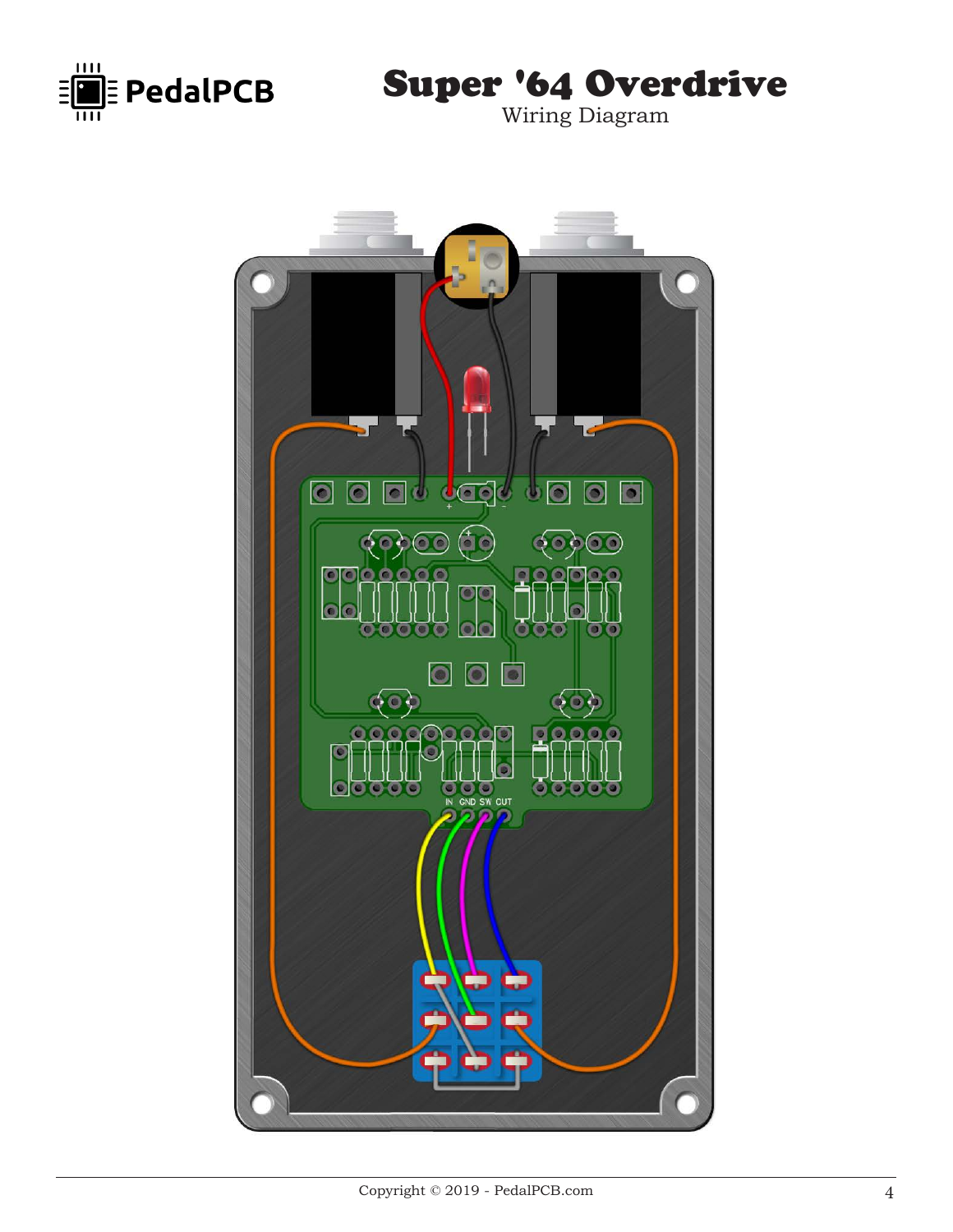# Super '64 Overdrive

Wiring Diagram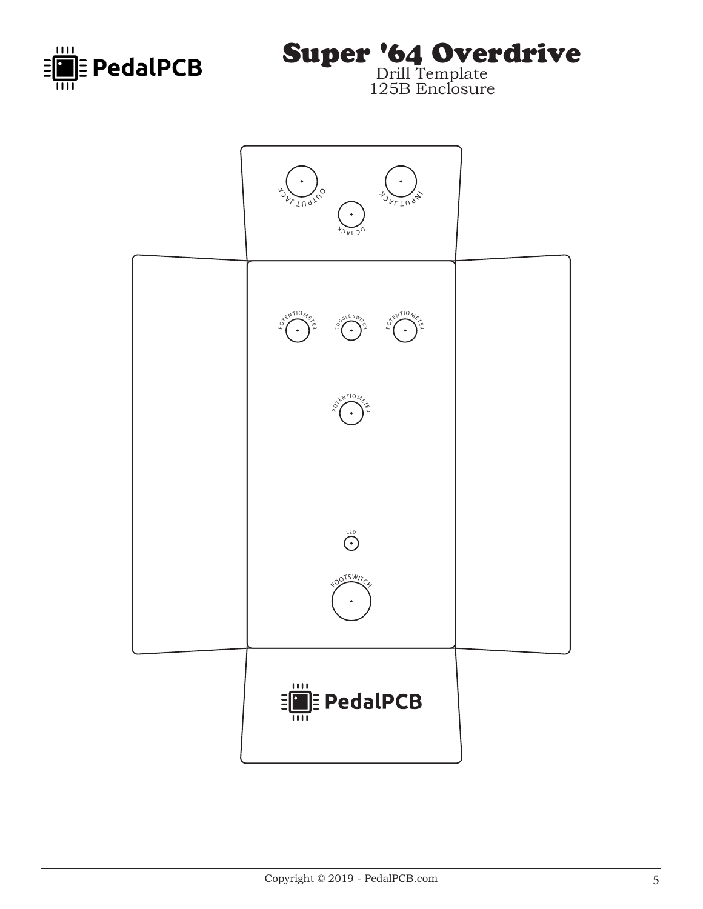# Super '64 Overdrive

Drill Template
125B Enclosure

OUTPUT JACK

INPUT JACK

DC JACK

POTENTIOMETER

TOGGLE SWITCH

POTENTIOMETER

POTENTIOMETER

LED

FOOTSWITCH

PedalPCB

Copyright © 2019 - PedalPCB.com